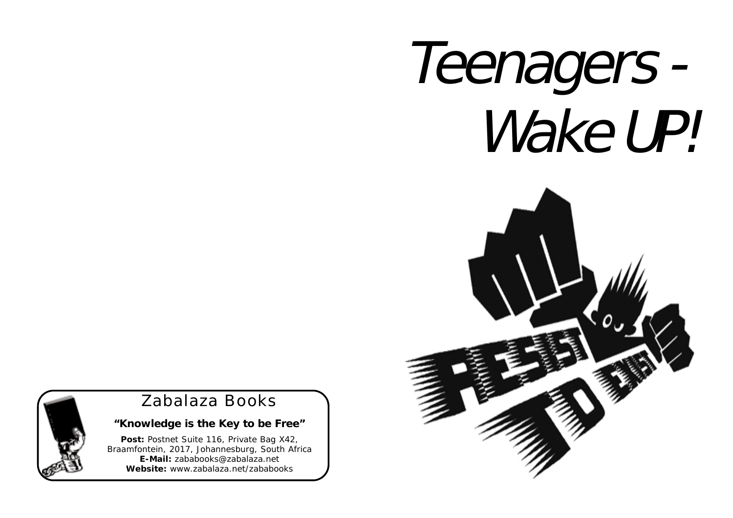# Teenagers - Wake UP!

RESIST TO EXIST

Zabalaza Books

**"Knowledge is the Key to be Free"**

**Post:** Postnet Suite 116, Private Bag X42, Braamfontein, 2017, Johannesburg, South Africa
**E-Mail:** zababooks@zabalaza.net
**Website:** www.zabalaza.net/zababooks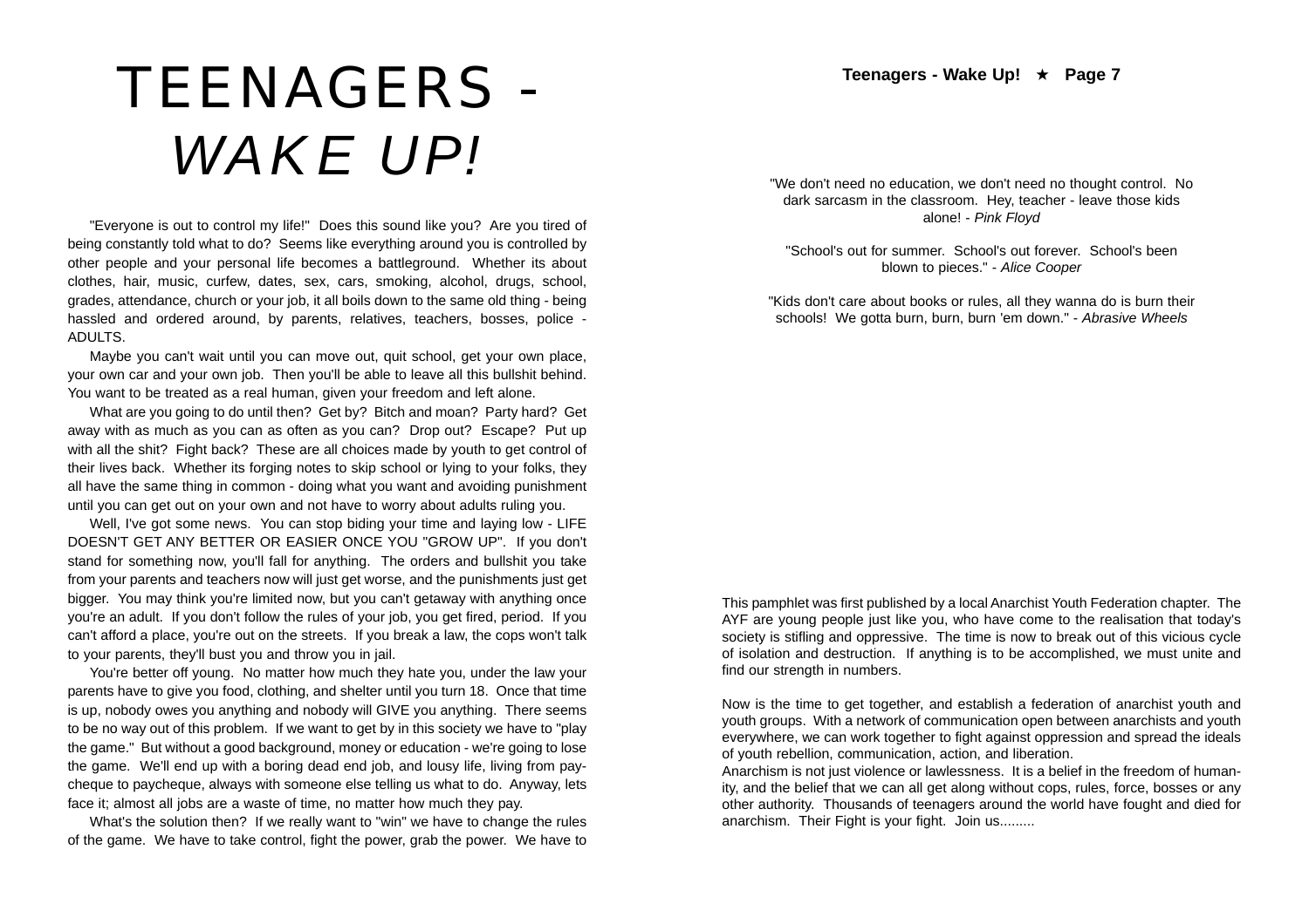# TEENAGERS - *WAKE UP!*

"Everyone is out to control my life!" Does this sound like you? Are you tired of being constantly told what to do? Seems like everything around you is controlled by other people and your personal life becomes a battleground. Whether its about clothes, hair, music, curfew, dates, sex, cars, smoking, alcohol, drugs, school, grades, attendance, church or your job, it all boils down to the same old thing - being hassled and ordered around, by parents, relatives, teachers, bosses, police - ADULTS.

Maybe you can't wait until you can move out, quit school, get your own place, your own car and your own job. Then you'll be able to leave all this bullshit behind. You want to be treated as a real human, given your freedom and left alone.

What are you going to do until then? Get by? Bitch and moan? Party hard? Get away with as much as you can as often as you can? Drop out? Escape? Put up with all the shit? Fight back? These are all choices made by youth to get control of their lives back. Whether its forging notes to skip school or lying to your folks, they all have the same thing in common - doing what you want and avoiding punishment until you can get out on your own and not have to worry about adults ruling you.

Well, I've got some news. You can stop biding your time and laying low - LIFE DOESN'T GET ANY BETTER OR EASIER ONCE YOU "GROW UP". If you don't stand for something now, you'll fall for anything. The orders and bullshit you take from your parents and teachers now will just get worse, and the punishments just get bigger. You may think you're limited now, but you can't getaway with anything once you're an adult. If you don't follow the rules of your job, you get fired, period. If you can't afford a place, you're out on the streets. If you break a law, the cops won't talk to your parents, they'll bust you and throw you in jail.

You're better off young. No matter how much they hate you, under the law your parents have to give you food, clothing, and shelter until you turn 18. Once that time is up, nobody owes you anything and nobody will GIVE you anything. There seems to be no way out of this problem. If we want to get by in this society we have to "play the game." But without a good background, money or education - we're going to lose the game. We'll end up with a boring dead end job, and lousy life, living from pay-cheque to paycheque, always with someone else telling us what to do. Anyway, lets face it; almost all jobs are a waste of time, no matter how much they pay.

What's the solution then? If we really want to "win" we have to change the rules of the game. We have to take control, fight the power, grab the power. We have to

"We don't need no education, we don't need no thought control. No dark sarcasm in the classroom. Hey, teacher - leave those kids alone! - *Pink Floyd*

"School's out for summer. School's out forever. School's been blown to pieces." - *Alice Cooper*

"Kids don't care about books or rules, all they wanna do is burn their schools! We gotta burn, burn, burn 'em down." - *Abrasive Wheels*

This pamphlet was first published by a local Anarchist Youth Federation chapter. The AYF are young people just like you, who have come to the realisation that today's society is stifling and oppressive. The time is now to break out of this vicious cycle of isolation and destruction. If anything is to be accomplished, we must unite and find our strength in numbers.

Now is the time to get together, and establish a federation of anarchist youth and youth groups. With a network of communication open between anarchists and youth everywhere, we can work together to fight against oppression and spread the ideals of youth rebellion, communication, action, and liberation.

Anarchism is not just violence or lawlessness. It is a belief in the freedom of humanity, and the belief that we can all get along without cops, rules, force, bosses or any other authority. Thousands of teenagers around the world have fought and died for anarchism. Their Fight is your fight. Join us.........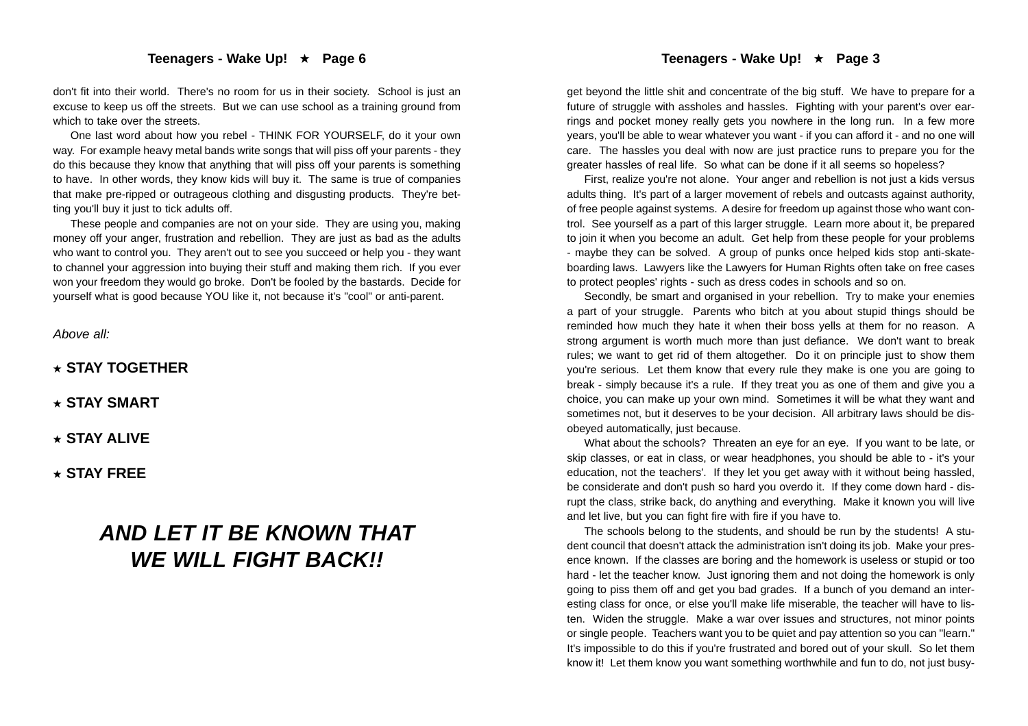don't fit into their world. There's no room for us in their society. School is just an excuse to keep us off the streets. But we can use school as a training ground from which to take over the streets.

One last word about how you rebel - THINK FOR YOURSELF, do it your own way. For example heavy metal bands write songs that will piss off your parents - they do this because they know that anything that will piss off your parents is something to have. In other words, they know kids will buy it. The same is true of companies that make pre-ripped or outrageous clothing and disgusting products. They're betting you'll buy it just to tick adults off.

These people and companies are not on your side. They are using you, making money off your anger, frustration and rebellion. They are just as bad as the adults who want to control you. They aren't out to see you succeed or help you - they want to channel your aggression into buying their stuff and making them rich. If you ever won your freedom they would go broke. Don't be fooled by the bastards. Decide for yourself what is good because YOU like it, not because it's "cool" or anti-parent.

*Above all:*

★ **STAY TOGETHER**

★ **STAY SMART**

★ **STAY ALIVE**

★ **STAY FREE**

***AND LET IT BE KNOWN THAT WE WILL FIGHT BACK!!***

get beyond the little shit and concentrate of the big stuff. We have to prepare for a future of struggle with assholes and hassles. Fighting with your parent's over earrings and pocket money really gets you nowhere in the long run. In a few more years, you'll be able to wear whatever you want - if you can afford it - and no one will care. The hassles you deal with now are just practice runs to prepare you for the greater hassles of real life. So what can be done if it all seems so hopeless?

First, realize you're not alone. Your anger and rebellion is not just a kids versus adults thing. It's part of a larger movement of rebels and outcasts against authority, of free people against systems. A desire for freedom up against those who want control. See yourself as a part of this larger struggle. Learn more about it, be prepared to join it when you become an adult. Get help from these people for your problems - maybe they can be solved. A group of punks once helped kids stop anti-skateboarding laws. Lawyers like the Lawyers for Human Rights often take on free cases to protect peoples' rights - such as dress codes in schools and so on.

Secondly, be smart and organised in your rebellion. Try to make your enemies a part of your struggle. Parents who bitch at you about stupid things should be reminded how much they hate it when their boss yells at them for no reason. A strong argument is worth much more than just defiance. We don't want to break rules; we want to get rid of them altogether. Do it on principle just to show them you're serious. Let them know that every rule they make is one you are going to break - simply because it's a rule. If they treat you as one of them and give you a choice, you can make up your own mind. Sometimes it will be what they want and sometimes not, but it deserves to be your decision. All arbitrary laws should be disobeyed automatically, just because.

What about the schools? Threaten an eye for an eye. If you want to be late, or skip classes, or eat in class, or wear headphones, you should be able to - it's your education, not the teachers'. If they let you get away with it without being hassled, be considerate and don't push so hard you overdo it. If they come down hard - disrupt the class, strike back, do anything and everything. Make it known you will live and let live, but you can fight fire with fire if you have to.

The schools belong to the students, and should be run by the students! A student council that doesn't attack the administration isn't doing its job. Make your presence known. If the classes are boring and the homework is useless or stupid or too hard - let the teacher know. Just ignoring them and not doing the homework is only going to piss them off and get you bad grades. If a bunch of you demand an interesting class for once, or else you'll make life miserable, the teacher will have to listen. Widen the struggle. Make a war over issues and structures, not minor points or single people. Teachers want you to be quiet and pay attention so you can "learn." It's impossible to do this if you're frustrated and bored out of your skull. So let them know it! Let them know you want something worthwhile and fun to do, not just busy-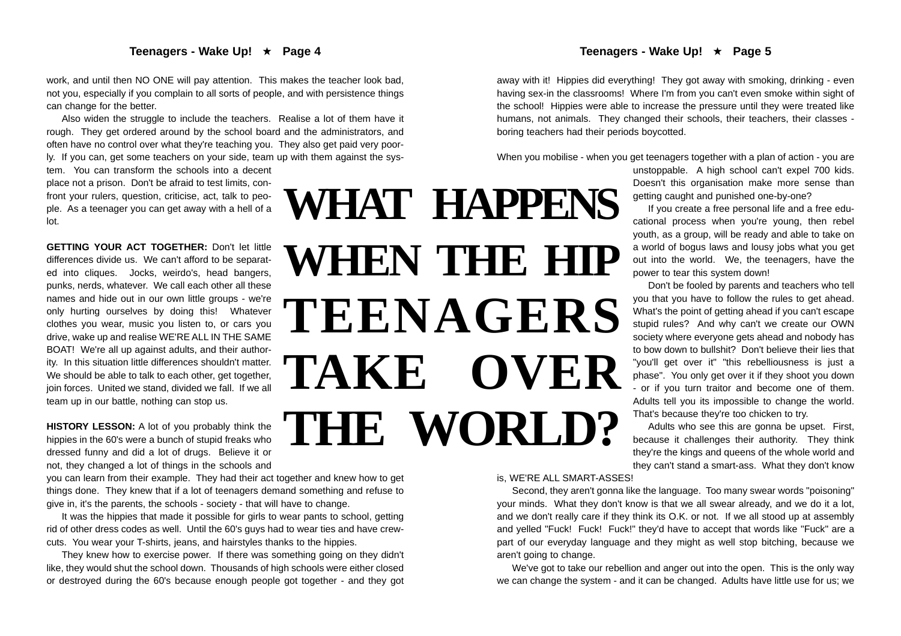work, and until then NO ONE will pay attention. This makes the teacher look bad, not you, especially if you complain to all sorts of people, and with persistence things can change for the better.

Also widen the struggle to include the teachers. Realise a lot of them have it rough. They get ordered around by the school board and the administrators, and often have no control over what they're teaching you. They also get paid very poorly. If you can, get some teachers on your side, team up with them against the system. You can transform the schools into a decent place not a prison. Don't be afraid to test limits, confront your rulers, question, criticise, act, talk to people. As a teenager you can get away with a hell of a lot.

**GETTING YOUR ACT TOGETHER:** Don't let little differences divide us. We can't afford to be separated into cliques. Jocks, weirdo's, head bangers, punks, nerds, whatever. We call each other all these names and hide out in our own little groups - we're only hurting ourselves by doing this! Whatever clothes you wear, music you listen to, or cars you drive, wake up and realise WE'RE ALL IN THE SAME BOAT! We're all up against adults, and their authority. In this situation little differences shouldn't matter. We should be able to talk to each other, get together, join forces. United we stand, divided we fall. If we all team up in our battle, nothing can stop us.

**HISTORY LESSON:** A lot of you probably think the hippies in the 60's were a bunch of stupid freaks who dressed funny and did a lot of drugs. Believe it or not, they changed a lot of things in the schools and you can learn from their example. They had their act together and knew how to get things done. They knew that if a lot of teenagers demand something and refuse to give in, it's the parents, the schools - society - that will have to change.

It was the hippies that made it possible for girls to wear pants to school, getting rid of other dress codes as well. Until the 60's guys had to wear ties and have crew-cuts. You wear your T-shirts, jeans, and hairstyles thanks to the hippies.

They knew how to exercise power. If there was something going on they didn't like, they would shut the school down. Thousands of high schools were either closed or destroyed during the 60's because enough people got together - and they got away with it! Hippies did everything! They got away with smoking, drinking - even having sex-in the classrooms! Where I'm from you can't even smoke within sight of the school! Hippies were able to increase the pressure until they were treated like humans, not animals. They changed their schools, their teachers, their classes - boring teachers had their periods boycotted.

# WHAT HAPPENS WHEN THE HIP TEENAGERS TAKE OVER THE WORLD?

When you mobilise - when you get teenagers together with a plan of action - you are unstoppable. A high school can't expel 700 kids. Doesn't this organisation make more sense than getting caught and punished one-by-one?

If you create a free personal life and a free educational process when you're young, then rebel youth, as a group, will be ready and able to take on a world of bogus laws and lousy jobs what you get out into the world. We, the teenagers, have the power to tear this system down!

Don't be fooled by parents and teachers who tell you that you have to follow the rules to get ahead. What's the point of getting ahead if you can't escape stupid rules? And why can't we create our OWN society where everyone gets ahead and nobody has to bow down to bullshit? Don't believe their lies that "you'll get over it" "this rebelliousness is just a phase". You only get over it if they shoot you down - or if you turn traitor and become one of them. Adults tell you its impossible to change the world. That's because they're too chicken to try.

Adults who see this are gonna be upset. First, because it challenges their authority. They think they're the kings and queens of the whole world and they can't stand a smart-ass. What they don't know is, WE'RE ALL SMART-ASSES!

Second, they aren't gonna like the language. Too many swear words "poisoning" your minds. What they don't know is that we all swear already, and we do it a lot, and we don't really care if they think its O.K. or not. If we all stood up at assembly and yelled "Fuck! Fuck! Fuck!" they'd have to accept that words like "Fuck" are a part of our everyday language and they might as well stop bitching, because we aren't going to change.

We've got to take our rebellion and anger out into the open. This is the only way we can change the system - and it can be changed. Adults have little use for us; we